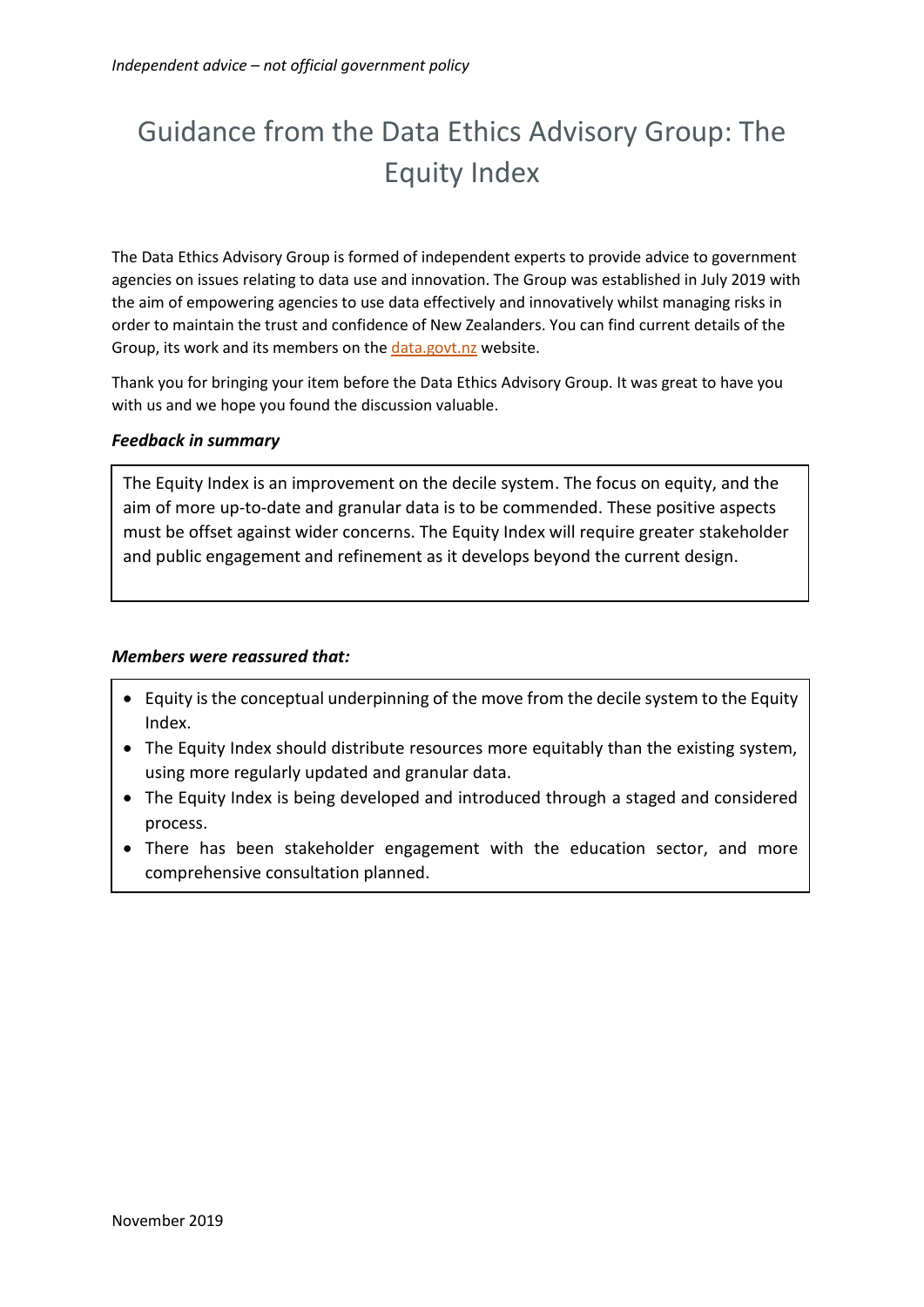*Independent advice – not official government policy*

# Guidance from the Data Ethics Advisory Group: The Equity Index

The Data Ethics Advisory Group is formed of independent experts to provide advice to government agencies on issues relating to data use and innovation. The Group was established in July 2019 with the aim of empowering agencies to use data effectively and innovatively whilst managing risks in order to maintain the trust and confidence of New Zealanders. You can find current details of the Group, its work and its members on the [data.govt.nz](data.govt.nz) website.

Thank you for bringing your item before the Data Ethics Advisory Group. It was great to have you with us and we hope you found the discussion valuable.

***Feedback in summary***

The Equity Index is an improvement on the decile system. The focus on equity, and the aim of more up-to-date and granular data is to be commended. These positive aspects must be offset against wider concerns. The Equity Index will require greater stakeholder and public engagement and refinement as it develops beyond the current design.

***Members were reassured that:***

- Equity is the conceptual underpinning of the move from the decile system to the Equity Index.
- The Equity Index should distribute resources more equitably than the existing system, using more regularly updated and granular data.
- The Equity Index is being developed and introduced through a staged and considered process.
- There has been stakeholder engagement with the education sector, and more comprehensive consultation planned.

November 2019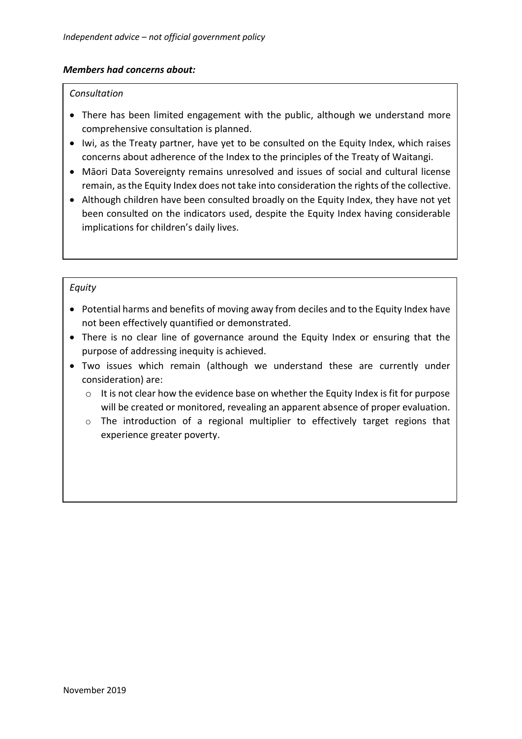***Members had concerns about:***

*Consultation*

- There has been limited engagement with the public, although we understand more comprehensive consultation is planned.
- Iwi, as the Treaty partner, have yet to be consulted on the Equity Index, which raises concerns about adherence of the Index to the principles of the Treaty of Waitangi.
- Māori Data Sovereignty remains unresolved and issues of social and cultural license remain, as the Equity Index does not take into consideration the rights of the collective.
- Although children have been consulted broadly on the Equity Index, they have not yet been consulted on the indicators used, despite the Equity Index having considerable implications for children's daily lives.

*Equity*

- Potential harms and benefits of moving away from deciles and to the Equity Index have not been effectively quantified or demonstrated.
- There is no clear line of governance around the Equity Index or ensuring that the purpose of addressing inequity is achieved.
- Two issues which remain (although we understand these are currently under consideration) are:
  - It is not clear how the evidence base on whether the Equity Index is fit for purpose will be created or monitored, revealing an apparent absence of proper evaluation.
  - The introduction of a regional multiplier to effectively target regions that experience greater poverty.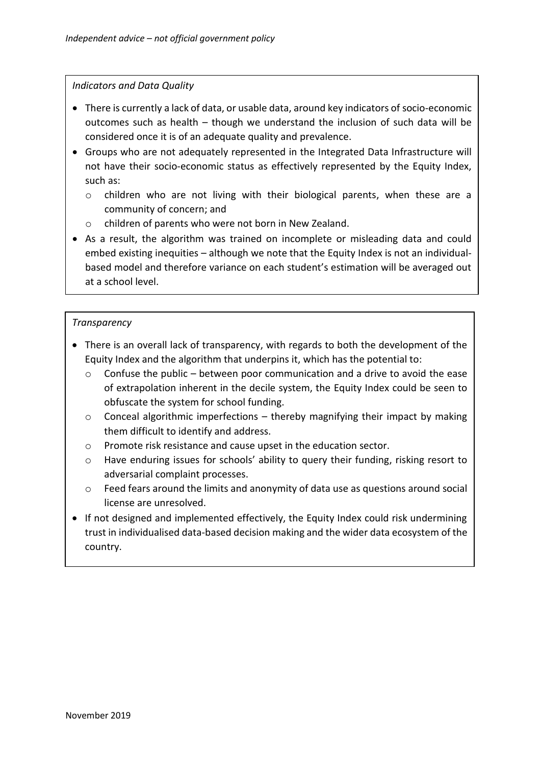*Indicators and Data Quality*

- There is currently a lack of data, or usable data, around key indicators of socio-economic outcomes such as health – though we understand the inclusion of such data will be considered once it is of an adequate quality and prevalence.
- Groups who are not adequately represented in the Integrated Data Infrastructure will not have their socio-economic status as effectively represented by the Equity Index, such as:
  - children who are not living with their biological parents, when these are a community of concern; and
  - children of parents who were not born in New Zealand.
- As a result, the algorithm was trained on incomplete or misleading data and could embed existing inequities – although we note that the Equity Index is not an individual-based model and therefore variance on each student's estimation will be averaged out at a school level.

*Transparency*

- There is an overall lack of transparency, with regards to both the development of the Equity Index and the algorithm that underpins it, which has the potential to:
  - Confuse the public – between poor communication and a drive to avoid the ease of extrapolation inherent in the decile system, the Equity Index could be seen to obfuscate the system for school funding.
  - Conceal algorithmic imperfections – thereby magnifying their impact by making them difficult to identify and address.
  - Promote risk resistance and cause upset in the education sector.
  - Have enduring issues for schools' ability to query their funding, risking resort to adversarial complaint processes.
  - Feed fears around the limits and anonymity of data use as questions around social license are unresolved.
- If not designed and implemented effectively, the Equity Index could risk undermining trust in individualised data-based decision making and the wider data ecosystem of the country.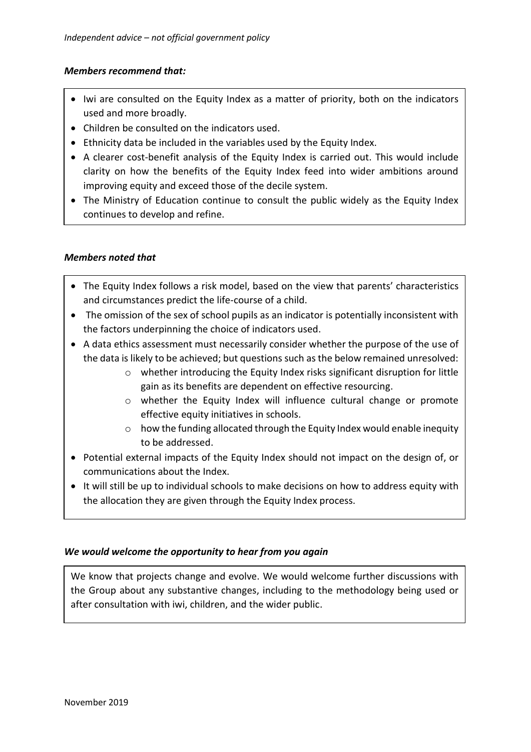*Members recommend that:*

- Iwi are consulted on the Equity Index as a matter of priority, both on the indicators used and more broadly.
- Children be consulted on the indicators used.
- Ethnicity data be included in the variables used by the Equity Index.
- A clearer cost-benefit analysis of the Equity Index is carried out. This would include clarity on how the benefits of the Equity Index feed into wider ambitions around improving equity and exceed those of the decile system.
- The Ministry of Education continue to consult the public widely as the Equity Index continues to develop and refine.

*Members noted that*

- The Equity Index follows a risk model, based on the view that parents' characteristics and circumstances predict the life-course of a child.
- The omission of the sex of school pupils as an indicator is potentially inconsistent with the factors underpinning the choice of indicators used.
- A data ethics assessment must necessarily consider whether the purpose of the use of the data is likely to be achieved; but questions such as the below remained unresolved:
    - whether introducing the Equity Index risks significant disruption for little gain as its benefits are dependent on effective resourcing.
    - whether the Equity Index will influence cultural change or promote effective equity initiatives in schools.
    - how the funding allocated through the Equity Index would enable inequity to be addressed.
- Potential external impacts of the Equity Index should not impact on the design of, or communications about the Index.
- It will still be up to individual schools to make decisions on how to address equity with the allocation they are given through the Equity Index process.

*We would welcome the opportunity to hear from you again*

We know that projects change and evolve. We would welcome further discussions with the Group about any substantive changes, including to the methodology being used or after consultation with iwi, children, and the wider public.

November 2019